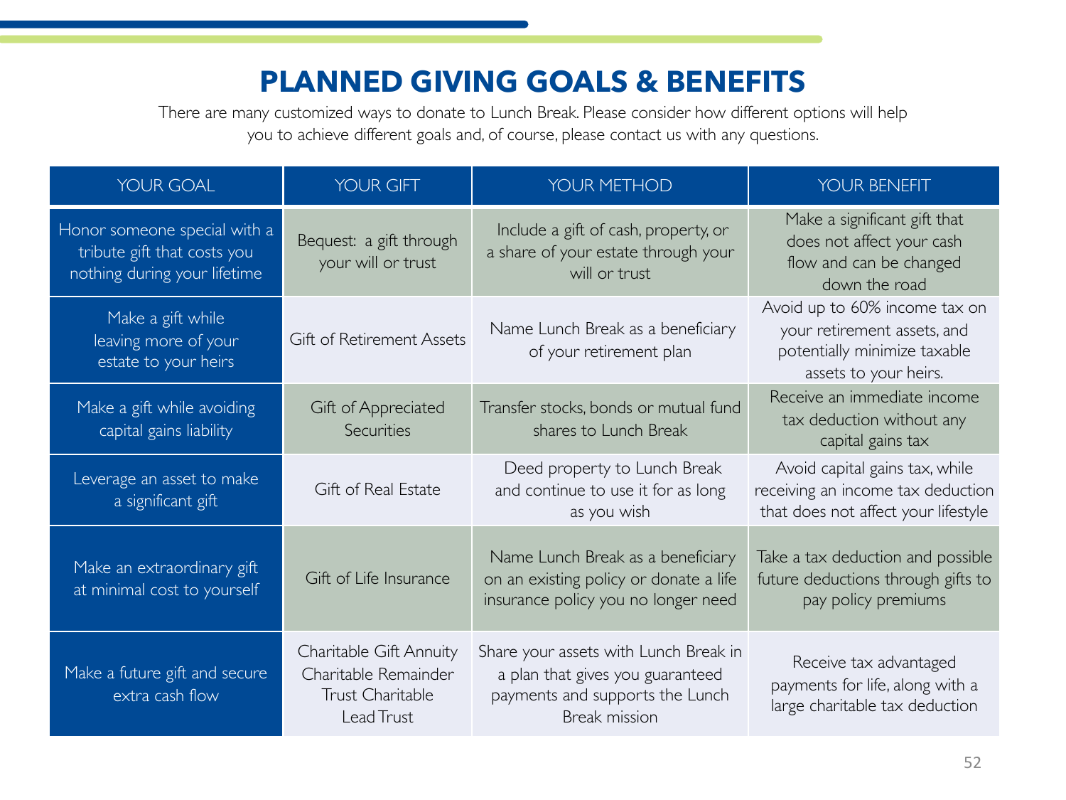# PLANNED GIVING GOALS & BENEFITS

There are many customized ways to donate to Lunch Break. Please consider how different options will help you to achieve different goals and, of course, please contact us with any questions.

| YOUR GOAL | YOUR GIFT | YOUR METHOD | YOUR BENEFIT |
|---|---|---|---|
| Honor someone special with a tribute gift that costs you nothing during your lifetime | Bequest: a gift through your will or trust | Include a gift of cash, property, or a share of your estate through your will or trust | Make a significant gift that does not affect your cash flow and can be changed down the road |
| Make a gift while leaving more of your estate to your heirs | Gift of Retirement Assets | Name Lunch Break as a beneficiary of your retirement plan | Avoid up to 60% income tax on your retirement assets, and potentially minimize taxable assets to your heirs. |
| Make a gift while avoiding capital gains liability | Gift of Appreciated Securities | Transfer stocks, bonds or mutual fund shares to Lunch Break | Receive an immediate income tax deduction without any capital gains tax |
| Leverage an asset to make a significant gift | Gift of Real Estate | Deed property to Lunch Break and continue to use it for as long as you wish | Avoid capital gains tax, while receiving an income tax deduction that does not affect your lifestyle |
| Make an extraordinary gift at minimal cost to yourself | Gift of Life Insurance | Name Lunch Break as a beneficiary on an existing policy or donate a life insurance policy you no longer need | Take a tax deduction and possible future deductions through gifts to pay policy premiums |
| Make a future gift and secure extra cash flow | Charitable Gift Annuity Charitable Remainder Trust Charitable Lead Trust | Share your assets with Lunch Break in a plan that gives you guaranteed payments and supports the Lunch Break mission | Receive tax advantaged payments for life, along with a large charitable tax deduction |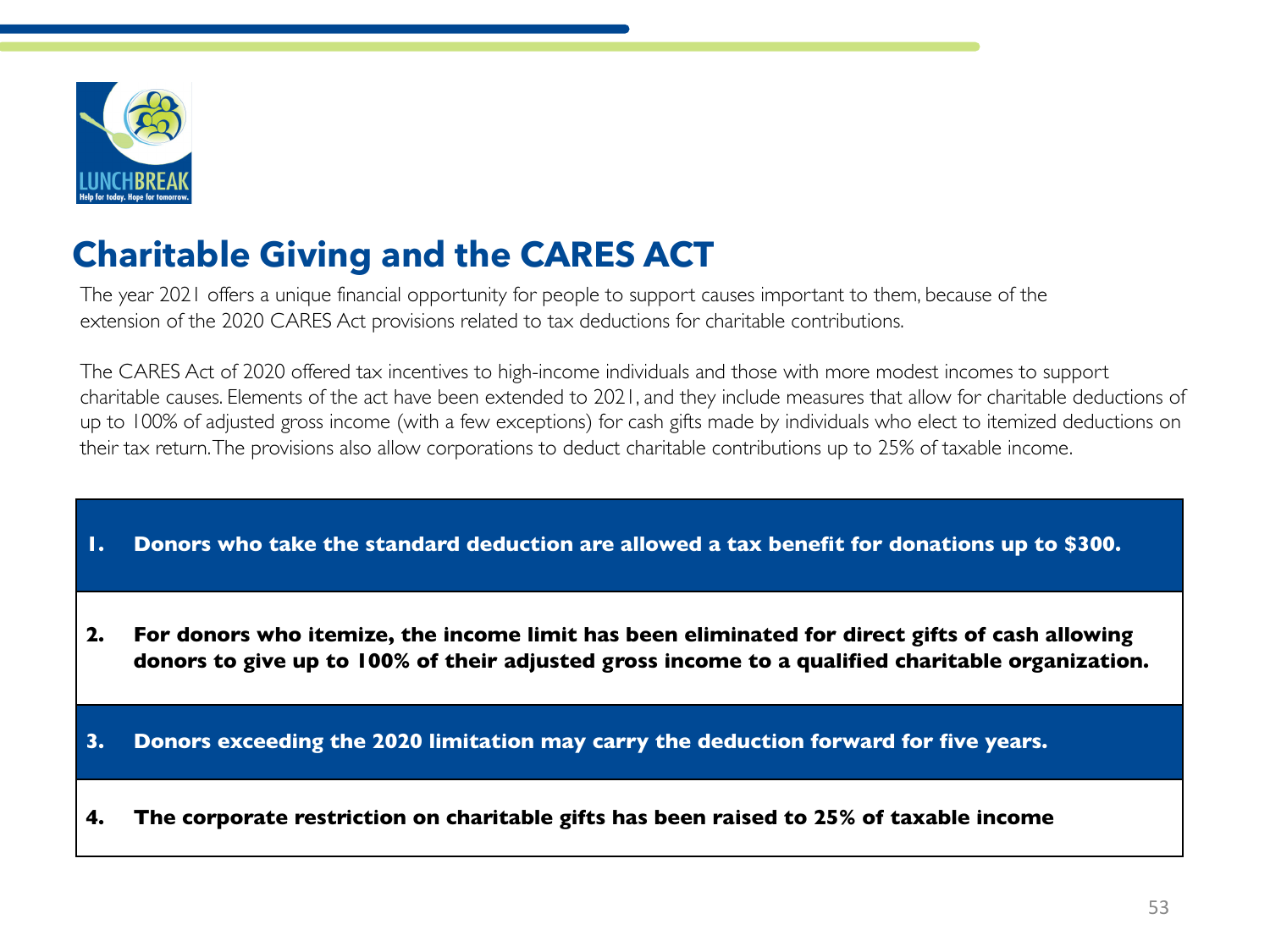## Charitable Giving and the CARES ACT

The year 2021 offers a unique financial opportunity for people to support causes important to them, because of the extension of the 2020 CARES Act provisions related to tax deductions for charitable contributions.

The CARES Act of 2020 offered tax incentives to high-income individuals and those with more modest incomes to support charitable causes. Elements of the act have been extended to 2021, and they include measures that allow for charitable deductions of up to 100% of adjusted gross income (with a few exceptions) for cash gifts made by individuals who elect to itemized deductions on their tax return. The provisions also allow corporations to deduct charitable contributions up to 25% of taxable income.

1. **Donors who take the standard deduction are allowed a tax benefit for donations up to $300.**
2. **For donors who itemize, the income limit has been eliminated for direct gifts of cash allowing donors to give up to 100% of their adjusted gross income to a qualified charitable organization.**
3. **Donors exceeding the 2020 limitation may carry the deduction forward for five years.**
4. **The corporate restriction on charitable gifts has been raised to 25% of taxable income**